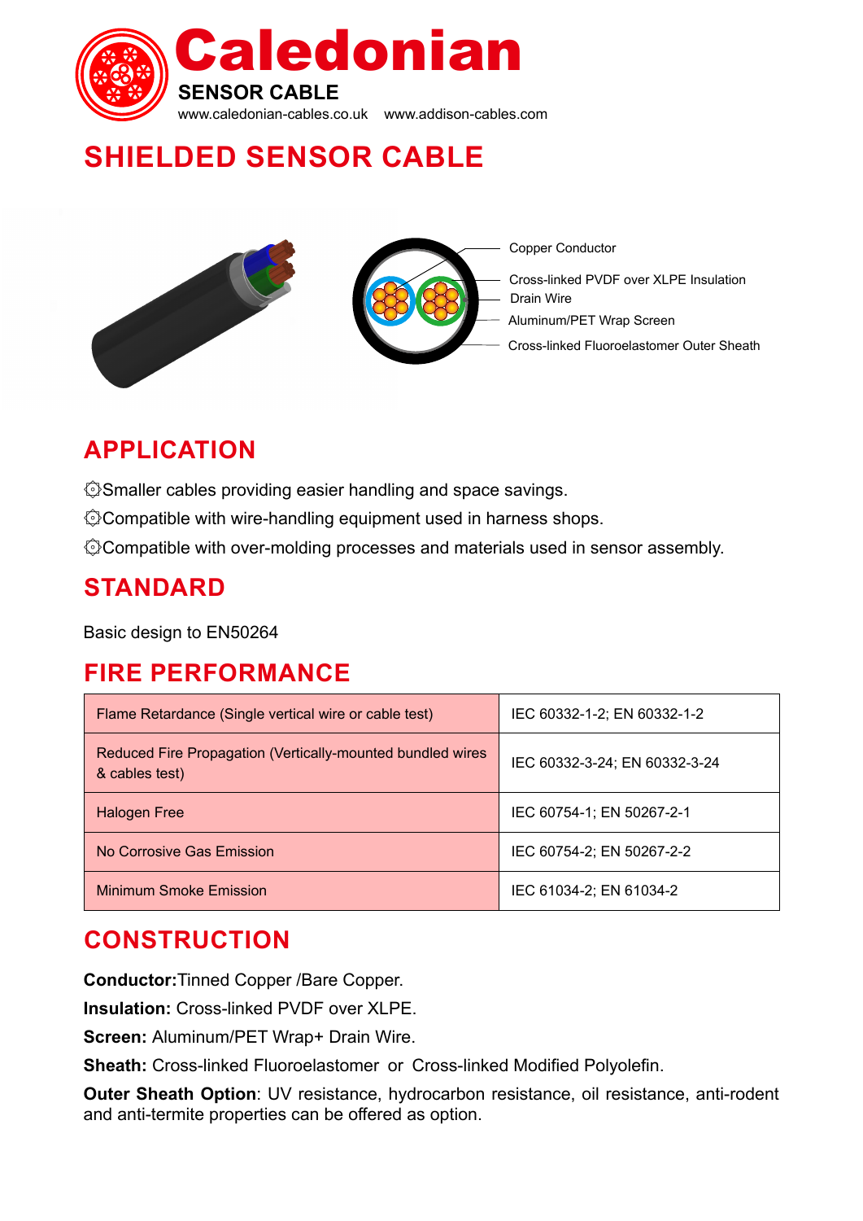# Caledonian

**SENSOR CABLE**

www.caledonian-cables.co.uk www.addison-cables.com

# SHIELDED SENSOR CABLE

Copper Conductor

Cross-linked PVDF over XLPE Insulation

Drain Wire

Aluminum/PET Wrap Screen

Cross-linked Fluoroelastomer Outer Sheath

## APPLICATION

- Smaller cables providing easier handling and space savings.
- Compatible with wire-handling equipment used in harness shops.
- Compatible with over-molding processes and materials used in sensor assembly.

## STANDARD

Basic design to EN50264

## FIRE PERFORMANCE

| | |
|---|---|
| Flame Retardance (Single vertical wire or cable test) | IEC 60332-1-2; EN 60332-1-2 |
| Reduced Fire Propagation (Vertically-mounted bundled wires & cables test) | IEC 60332-3-24; EN 60332-3-24 |
| Halogen Free | IEC 60754-1; EN 50267-2-1 |
| No Corrosive Gas Emission | IEC 60754-2; EN 50267-2-2 |
| Minimum Smoke Emission | IEC 61034-2; EN 61034-2 |

## CONSTRUCTION

**Conductor:** Tinned Copper /Bare Copper.

**Insulation:** Cross-linked PVDF over XLPE.

**Screen:** Aluminum/PET Wrap+ Drain Wire.

**Sheath:** Cross-linked Fluoroelastomer or Cross-linked Modified Polyolefin.

**Outer Sheath Option**: UV resistance, hydrocarbon resistance, oil resistance, anti-rodent and anti-termite properties can be offered as option.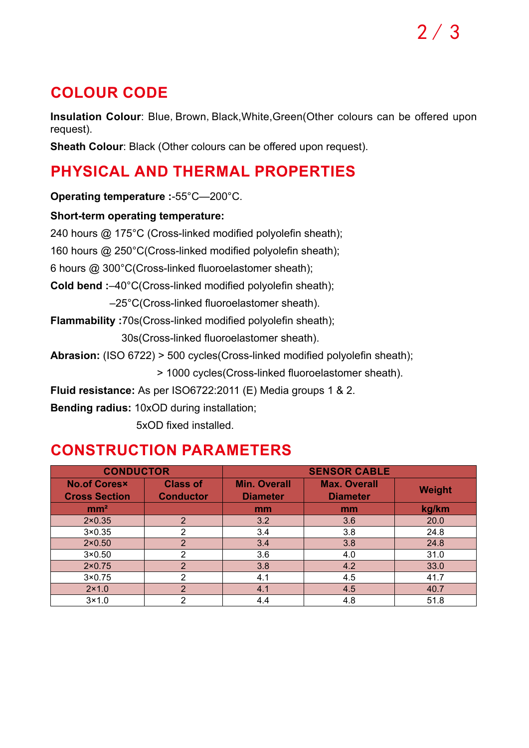## COLOUR CODE

**Insulation Colour**: Blue, Brown, Black,White,Green(Other colours can be offered upon request).

**Sheath Colour**: Black (Other colours can be offered upon request).

## PHYSICAL AND THERMAL PROPERTIES

**Operating temperature :**-55°C—200°C.

**Short-term operating temperature:**

240 hours @ 175°C (Cross-linked modified polyolefin sheath);

160 hours @ 250°C(Cross-linked modified polyolefin sheath);

6 hours @ 300°C(Cross-linked fluoroelastomer sheath);

**Cold bend :**–40°C(Cross-linked modified polyolefin sheath);

–25°C(Cross-linked fluoroelastomer sheath).

**Flammability :**70s(Cross-linked modified polyolefin sheath);

30s(Cross-linked fluoroelastomer sheath).

**Abrasion:** (ISO 6722) > 500 cycles(Cross-linked modified polyolefin sheath);

> 1000 cycles(Cross-linked fluoroelastomer sheath).

**Fluid resistance:** As per ISO6722:2011 (E) Media groups 1 & 2.

**Bending radius:** 10xOD during installation;

5xOD fixed installed.

## CONSTRUCTION PARAMETERS

| CONDUCTOR | | SENSOR CABLE | | |
|---|---|---|---|---|
| No.of Cores× Cross Section | Class of Conductor | Min. Overall Diameter | Max. Overall Diameter | Weight |
| $mm^2$ | | mm | mm | kg/km |
| 2×0.35 | 2 | 3.2 | 3.6 | 20.0 |
| 3×0.35 | 2 | 3.4 | 3.8 | 24.8 |
| 2×0.50 | 2 | 3.4 | 3.8 | 24.8 |
| 3×0.50 | 2 | 3.6 | 4.0 | 31.0 |
| 2×0.75 | 2 | 3.8 | 4.2 | 33.0 |
| 3×0.75 | 2 | 4.1 | 4.5 | 41.7 |
| 2×1.0 | 2 | 4.1 | 4.5 | 40.7 |
| 3×1.0 | 2 | 4.4 | 4.8 | 51.8 |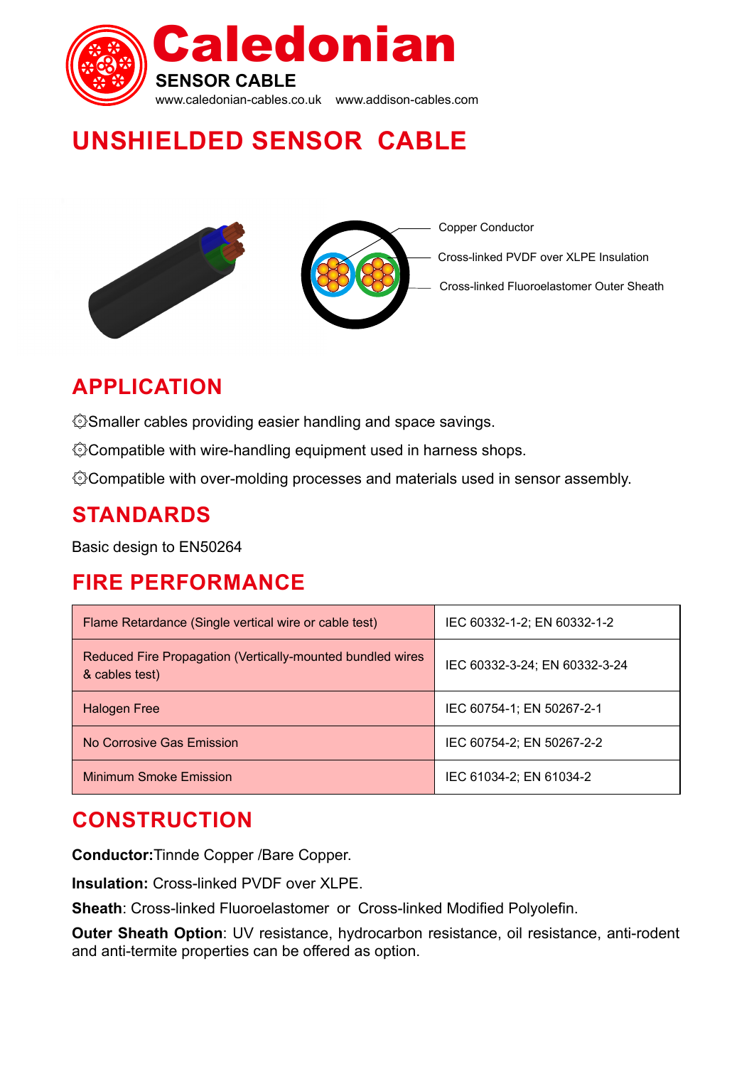# Caledonian

**SENSOR CABLE**

www.caledonian-cables.co.uk www.addison-cables.com

# UNSHIELDED SENSOR CABLE

Copper Conductor

Cross-linked PVDF over XLPE Insulation

Cross-linked Fluoroelastomer Outer Sheath

## APPLICATION

- Smaller cables providing easier handling and space savings.
- Compatible with wire-handling equipment used in harness shops.
- Compatible with over-molding processes and materials used in sensor assembly.

## STANDARDS

Basic design to EN50264

## FIRE PERFORMANCE

| | |
|---|---|
| Flame Retardance (Single vertical wire or cable test) | IEC 60332-1-2; EN 60332-1-2 |
| Reduced Fire Propagation (Vertically-mounted bundled wires & cables test) | IEC 60332-3-24; EN 60332-3-24 |
| Halogen Free | IEC 60754-1; EN 50267-2-1 |
| No Corrosive Gas Emission | IEC 60754-2; EN 50267-2-2 |
| Minimum Smoke Emission | IEC 61034-2; EN 61034-2 |

## CONSTRUCTION

**Conductor:** Tinnde Copper /Bare Copper.

**Insulation:** Cross-linked PVDF over XLPE.

**Sheath**: Cross-linked Fluoroelastomer or Cross-linked Modified Polyolefin.

**Outer Sheath Option**: UV resistance, hydrocarbon resistance, oil resistance, anti-rodent and anti-termite properties can be offered as option.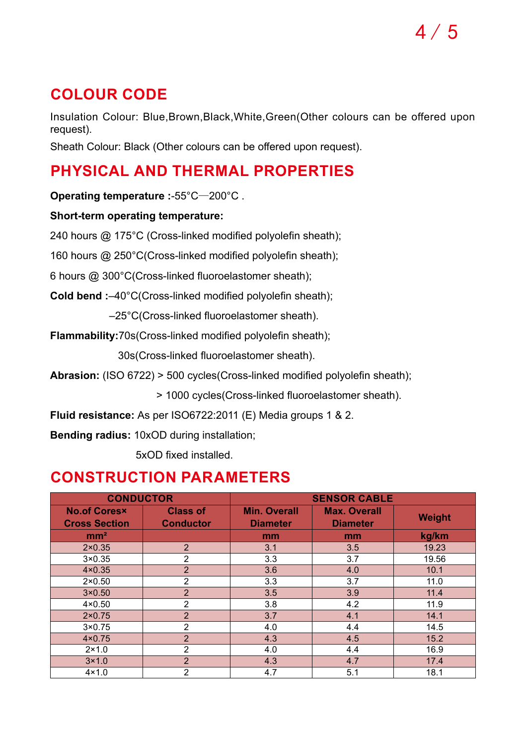## COLOUR CODE

Insulation Colour: Blue,Brown,Black,White,Green(Other colours can be offered upon request).

Sheath Colour: Black (Other colours can be offered upon request).

## PHYSICAL AND THERMAL PROPERTIES

**Operating temperature :**-55°C—200°C .

**Short-term operating temperature:**

240 hours @ 175°C (Cross-linked modified polyolefin sheath);

160 hours @ 250°C(Cross-linked modified polyolefin sheath);

6 hours @ 300°C(Cross-linked fluoroelastomer sheath);

**Cold bend :**–40°C(Cross-linked modified polyolefin sheath);

–25°C(Cross-linked fluoroelastomer sheath).

**Flammability:**70s(Cross-linked modified polyolefin sheath);

30s(Cross-linked fluoroelastomer sheath).

**Abrasion:** (ISO 6722) > 500 cycles(Cross-linked modified polyolefin sheath);

> 1000 cycles(Cross-linked fluoroelastomer sheath).

**Fluid resistance:** As per ISO6722:2011 (E) Media groups 1 & 2.

**Bending radius:** 10xOD during installation;

5xOD fixed installed.

## CONSTRUCTION PARAMETERS

| CONDUCTOR | | SENSOR CABLE | | |
|---|---|---|---|---|
| No.of Cores× Cross Section | Class of Conductor | Min. Overall Diameter | Max. Overall Diameter | Weight |
| mm² | | mm | mm | kg/km |
| 2×0.35 | 2 | 3.1 | 3.5 | 19.23 |
| 3×0.35 | 2 | 3.3 | 3.7 | 19.56 |
| 4×0.35 | 2 | 3.6 | 4.0 | 10.1 |
| 2×0.50 | 2 | 3.3 | 3.7 | 11.0 |
| 3×0.50 | 2 | 3.5 | 3.9 | 11.4 |
| 4×0.50 | 2 | 3.8 | 4.2 | 11.9 |
| 2×0.75 | 2 | 3.7 | 4.1 | 14.1 |
| 3×0.75 | 2 | 4.0 | 4.4 | 14.5 |
| 4×0.75 | 2 | 4.3 | 4.5 | 15.2 |
| 2×1.0 | 2 | 4.0 | 4.4 | 16.9 |
| 3×1.0 | 2 | 4.3 | 4.7 | 17.4 |
| 4×1.0 | 2 | 4.7 | 5.1 | 18.1 |